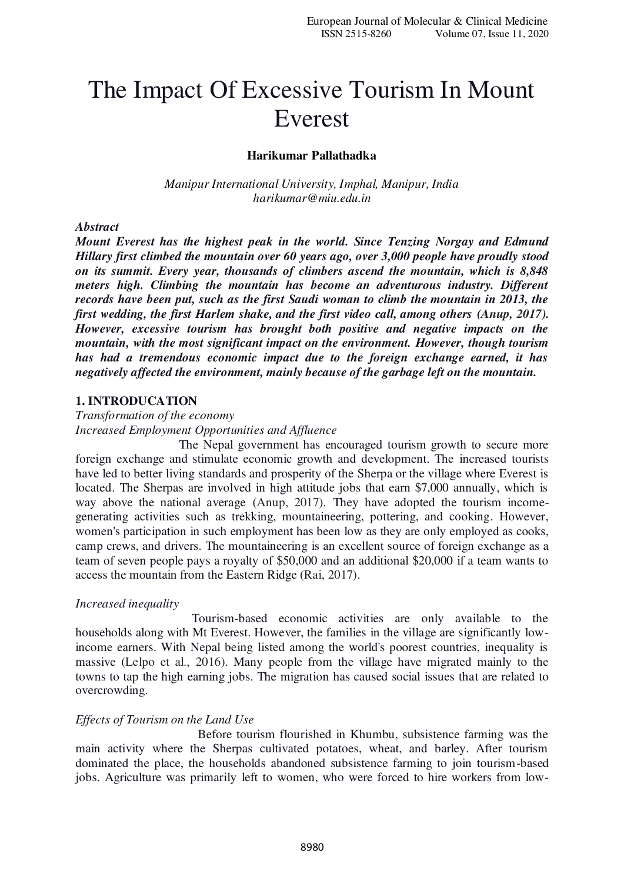# The Impact Of Excessive Tourism In Mount Everest

**Harikumar Pallathadka**

*Manipur International University, Imphal, Manipur, India*
*harikumar@miu.edu.in*

***Abstract***

***Mount Everest has the highest peak in the world. Since Tenzing Norgay and Edmund Hillary first climbed the mountain over 60 years ago, over 3,000 people have proudly stood on its summit. Every year, thousands of climbers ascend the mountain, which is 8,848 meters high. Climbing the mountain has become an adventurous industry. Different records have been put, such as the first Saudi woman to climb the mountain in 2013, the first wedding, the first Harlem shake, and the first video call, among others (Anup, 2017). However, excessive tourism has brought both positive and negative impacts on the mountain, with the most significant impact on the environment. However, though tourism has had a tremendous economic impact due to the foreign exchange earned, it has negatively affected the environment, mainly because of the garbage left on the mountain.***

## 1. INTRODUCATION

*Transformation of the economy*

*Increased Employment Opportunities and Affluence*

The Nepal government has encouraged tourism growth to secure more foreign exchange and stimulate economic growth and development. The increased tourists have led to better living standards and prosperity of the Sherpa or the village where Everest is located. The Sherpas are involved in high attitude jobs that earn $7,000 annually, which is way above the national average (Anup, 2017). They have adopted the tourism income-generating activities such as trekking, mountaineering, pottering, and cooking. However, women's participation in such employment has been low as they are only employed as cooks, camp crews, and drivers. The mountaineering is an excellent source of foreign exchange as a team of seven people pays a royalty of $50,000 and an additional $20,000 if a team wants to access the mountain from the Eastern Ridge (Rai, 2017).

*Increased inequality*

Tourism-based economic activities are only available to the households along with Mt Everest. However, the families in the village are significantly low-income earners. With Nepal being listed among the world's poorest countries, inequality is massive (Lelpo et al., 2016). Many people from the village have migrated mainly to the towns to tap the high earning jobs. The migration has caused social issues that are related to overcrowding.

*Effects of Tourism on the Land Use*

Before tourism flourished in Khumbu, subsistence farming was the main activity where the Sherpas cultivated potatoes, wheat, and barley. After tourism dominated the place, the households abandoned subsistence farming to join tourism-based jobs. Agriculture was primarily left to women, who were forced to hire workers from low-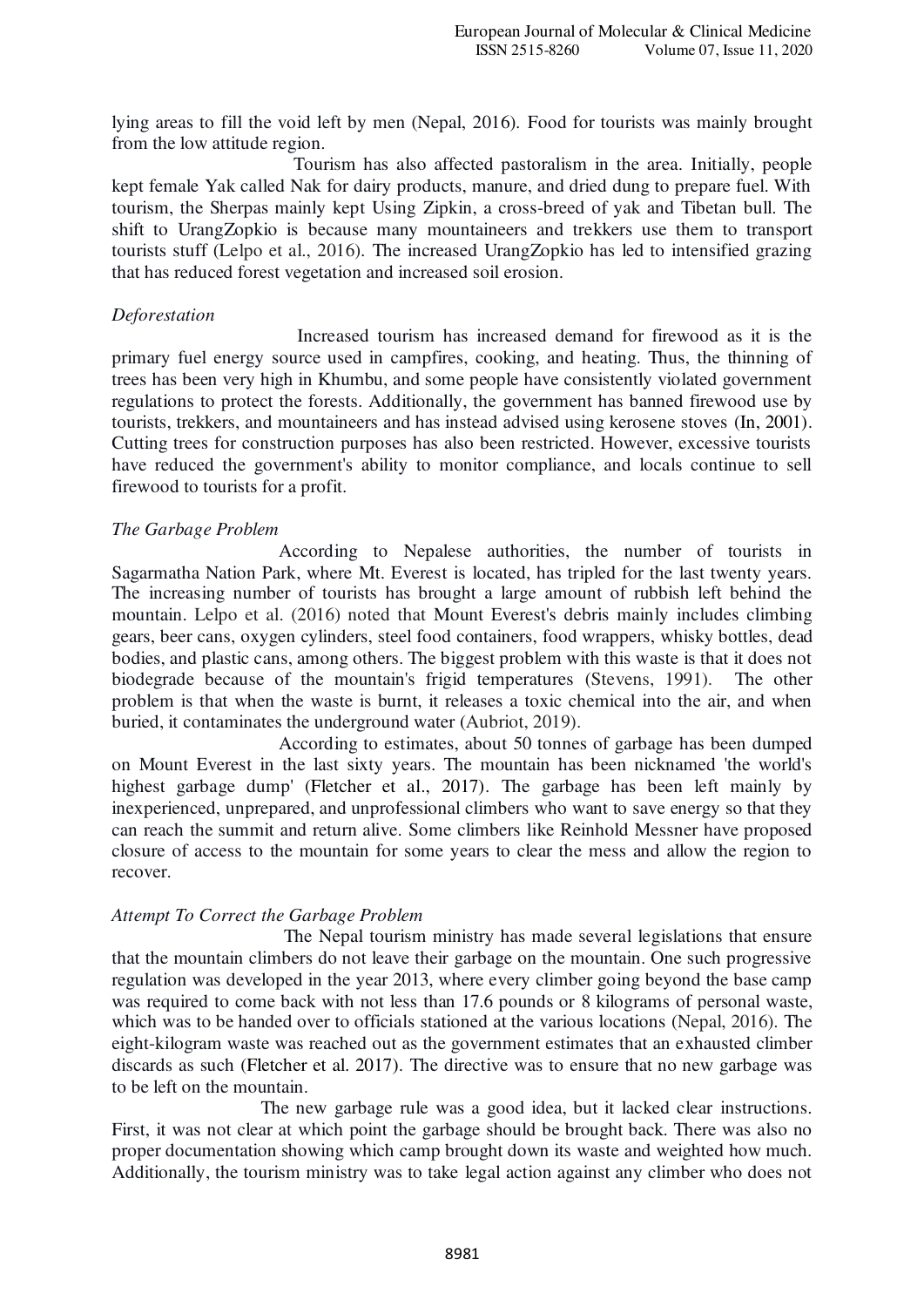lying areas to fill the void left by men (Nepal, 2016). Food for tourists was mainly brought from the low attitude region.

Tourism has also affected pastoralism in the area. Initially, people kept female Yak called Nak for dairy products, manure, and dried dung to prepare fuel. With tourism, the Sherpas mainly kept Using Zipkin, a cross-breed of yak and Tibetan bull. The shift to UrangZopkio is because many mountaineers and trekkers use them to transport tourists stuff (Lelpo et al., 2016). The increased UrangZopkio has led to intensified grazing that has reduced forest vegetation and increased soil erosion.

*Deforestation*

Increased tourism has increased demand for firewood as it is the primary fuel energy source used in campfires, cooking, and heating. Thus, the thinning of trees has been very high in Khumbu, and some people have consistently violated government regulations to protect the forests. Additionally, the government has banned firewood use by tourists, trekkers, and mountaineers and has instead advised using kerosene stoves (In, 2001). Cutting trees for construction purposes has also been restricted. However, excessive tourists have reduced the government's ability to monitor compliance, and locals continue to sell firewood to tourists for a profit.

*The Garbage Problem*

According to Nepalese authorities, the number of tourists in Sagarmatha Nation Park, where Mt. Everest is located, has tripled for the last twenty years. The increasing number of tourists has brought a large amount of rubbish left behind the mountain. Lelpo et al. (2016) noted that Mount Everest's debris mainly includes climbing gears, beer cans, oxygen cylinders, steel food containers, food wrappers, whisky bottles, dead bodies, and plastic cans, among others. The biggest problem with this waste is that it does not biodegrade because of the mountain's frigid temperatures (Stevens, 1991). The other problem is that when the waste is burnt, it releases a toxic chemical into the air, and when buried, it contaminates the underground water (Aubriot, 2019).

According to estimates, about 50 tonnes of garbage has been dumped on Mount Everest in the last sixty years. The mountain has been nicknamed 'the world's highest garbage dump' (Fletcher et al., 2017). The garbage has been left mainly by inexperienced, unprepared, and unprofessional climbers who want to save energy so that they can reach the summit and return alive. Some climbers like Reinhold Messner have proposed closure of access to the mountain for some years to clear the mess and allow the region to recover.

*Attempt To Correct the Garbage Problem*

The Nepal tourism ministry has made several legislations that ensure that the mountain climbers do not leave their garbage on the mountain. One such progressive regulation was developed in the year 2013, where every climber going beyond the base camp was required to come back with not less than 17.6 pounds or 8 kilograms of personal waste, which was to be handed over to officials stationed at the various locations (Nepal, 2016). The eight-kilogram waste was reached out as the government estimates that an exhausted climber discards as such (Fletcher et al. 2017). The directive was to ensure that no new garbage was to be left on the mountain.

The new garbage rule was a good idea, but it lacked clear instructions. First, it was not clear at which point the garbage should be brought back. There was also no proper documentation showing which camp brought down its waste and weighted how much. Additionally, the tourism ministry was to take legal action against any climber who does not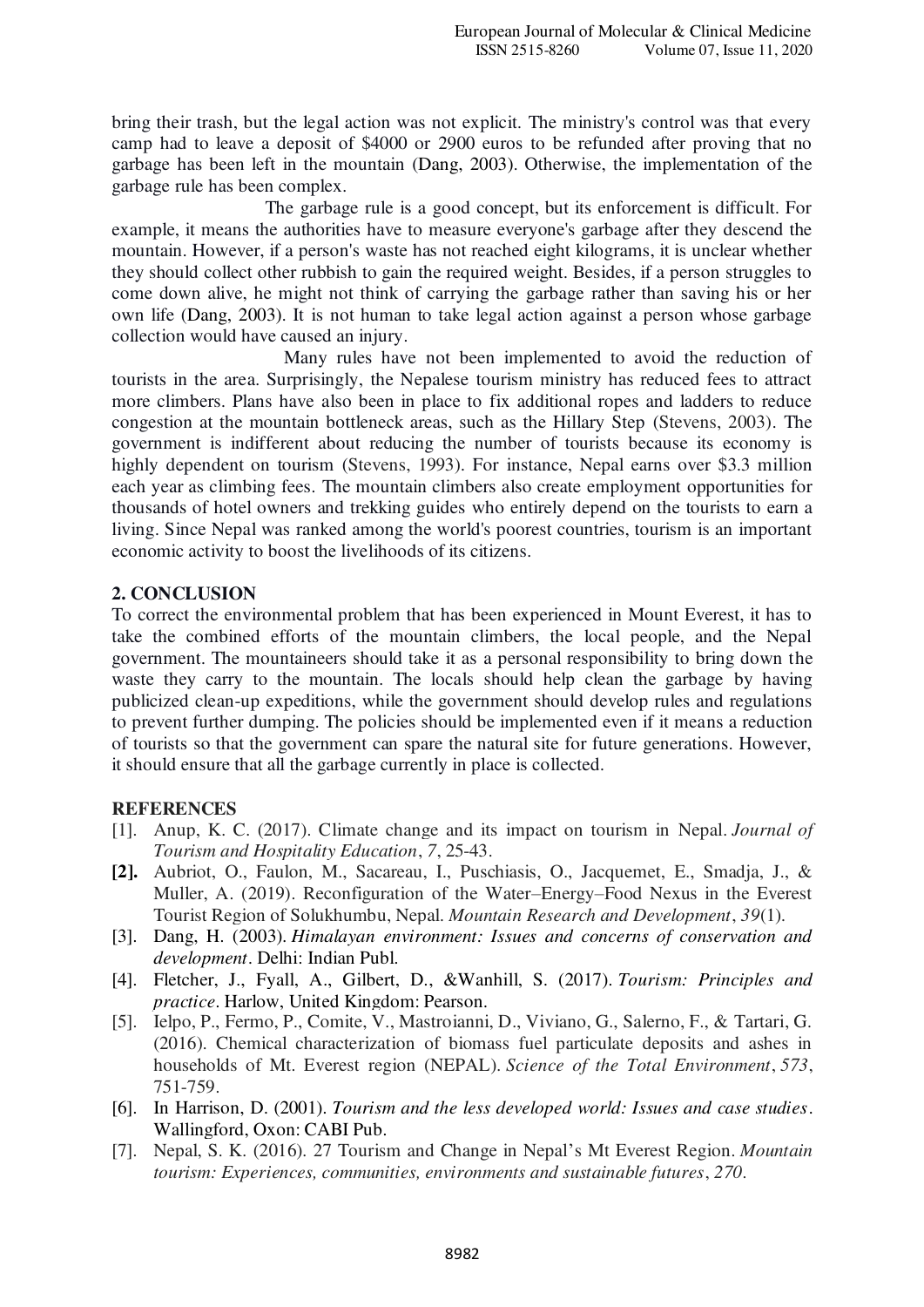bring their trash, but the legal action was not explicit. The ministry's control was that every camp had to leave a deposit of $4000 or 2900 euros to be refunded after proving that no garbage has been left in the mountain (Dang, 2003). Otherwise, the implementation of the garbage rule has been complex.

The garbage rule is a good concept, but its enforcement is difficult. For example, it means the authorities have to measure everyone's garbage after they descend the mountain. However, if a person's waste has not reached eight kilograms, it is unclear whether they should collect other rubbish to gain the required weight. Besides, if a person struggles to come down alive, he might not think of carrying the garbage rather than saving his or her own life (Dang, 2003). It is not human to take legal action against a person whose garbage collection would have caused an injury.

Many rules have not been implemented to avoid the reduction of tourists in the area. Surprisingly, the Nepalese tourism ministry has reduced fees to attract more climbers. Plans have also been in place to fix additional ropes and ladders to reduce congestion at the mountain bottleneck areas, such as the Hillary Step (Stevens, 2003). The government is indifferent about reducing the number of tourists because its economy is highly dependent on tourism (Stevens, 1993). For instance, Nepal earns over $3.3 million each year as climbing fees. The mountain climbers also create employment opportunities for thousands of hotel owners and trekking guides who entirely depend on the tourists to earn a living. Since Nepal was ranked among the world's poorest countries, tourism is an important economic activity to boost the livelihoods of its citizens.

## 2. CONCLUSION

To correct the environmental problem that has been experienced in Mount Everest, it has to take the combined efforts of the mountain climbers, the local people, and the Nepal government. The mountaineers should take it as a personal responsibility to bring down the waste they carry to the mountain. The locals should help clean the garbage by having publicized clean-up expeditions, while the government should develop rules and regulations to prevent further dumping. The policies should be implemented even if it means a reduction of tourists so that the government can spare the natural site for future generations. However, it should ensure that all the garbage currently in place is collected.

## REFERENCES

[1]. Anup, K. C. (2017). Climate change and its impact on tourism in Nepal. *Journal of Tourism and Hospitality Education*, *7*, 25-43.

**[2].** Aubriot, O., Faulon, M., Sacareau, I., Puschiasis, O., Jacquemet, E., Smadja, J., & Muller, A. (2019). Reconfiguration of the Water–Energy–Food Nexus in the Everest Tourist Region of Solukhumbu, Nepal. *Mountain Research and Development*, *39*(1).

[3]. Dang, H. (2003). *Himalayan environment: Issues and concerns of conservation and development*. Delhi: Indian Publ.

[4]. Fletcher, J., Fyall, A., Gilbert, D., &Wanhill, S. (2017). *Tourism: Principles and practice*. Harlow, United Kingdom: Pearson.

[5]. Ielpo, P., Fermo, P., Comite, V., Mastroianni, D., Viviano, G., Salerno, F., & Tartari, G. (2016). Chemical characterization of biomass fuel particulate deposits and ashes in households of Mt. Everest region (NEPAL). *Science of the Total Environment*, *573*, 751-759.

[6]. In Harrison, D. (2001). *Tourism and the less developed world: Issues and case studies*. Wallingford, Oxon: CABI Pub.

[7]. Nepal, S. K. (2016). 27 Tourism and Change in Nepal's Mt Everest Region. *Mountain tourism: Experiences, communities, environments and sustainable futures*, *270*.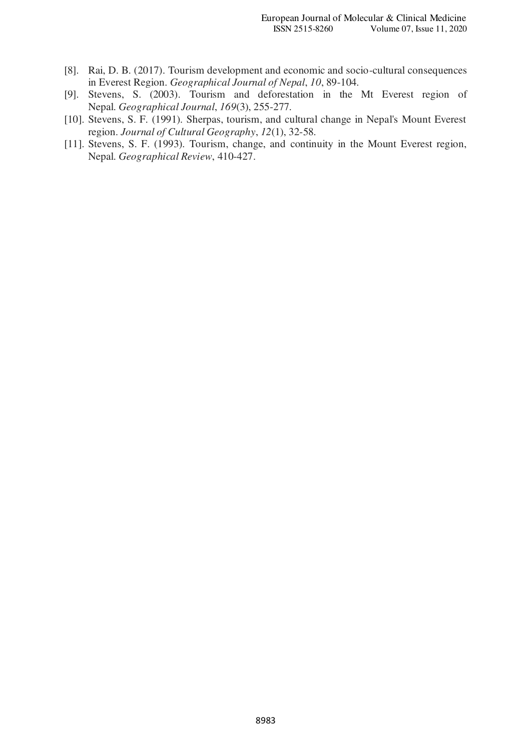[8]. Rai, D. B. (2017). Tourism development and economic and socio-cultural consequences in Everest Region. *Geographical Journal of Nepal*, *10*, 89-104.

[9]. Stevens, S. (2003). Tourism and deforestation in the Mt Everest region of Nepal. *Geographical Journal*, *169*(3), 255-277.

[10]. Stevens, S. F. (1991). Sherpas, tourism, and cultural change in Nepal's Mount Everest region. *Journal of Cultural Geography*, *12*(1), 32-58.

[11]. Stevens, S. F. (1993). Tourism, change, and continuity in the Mount Everest region, Nepal. *Geographical Review*, 410-427.